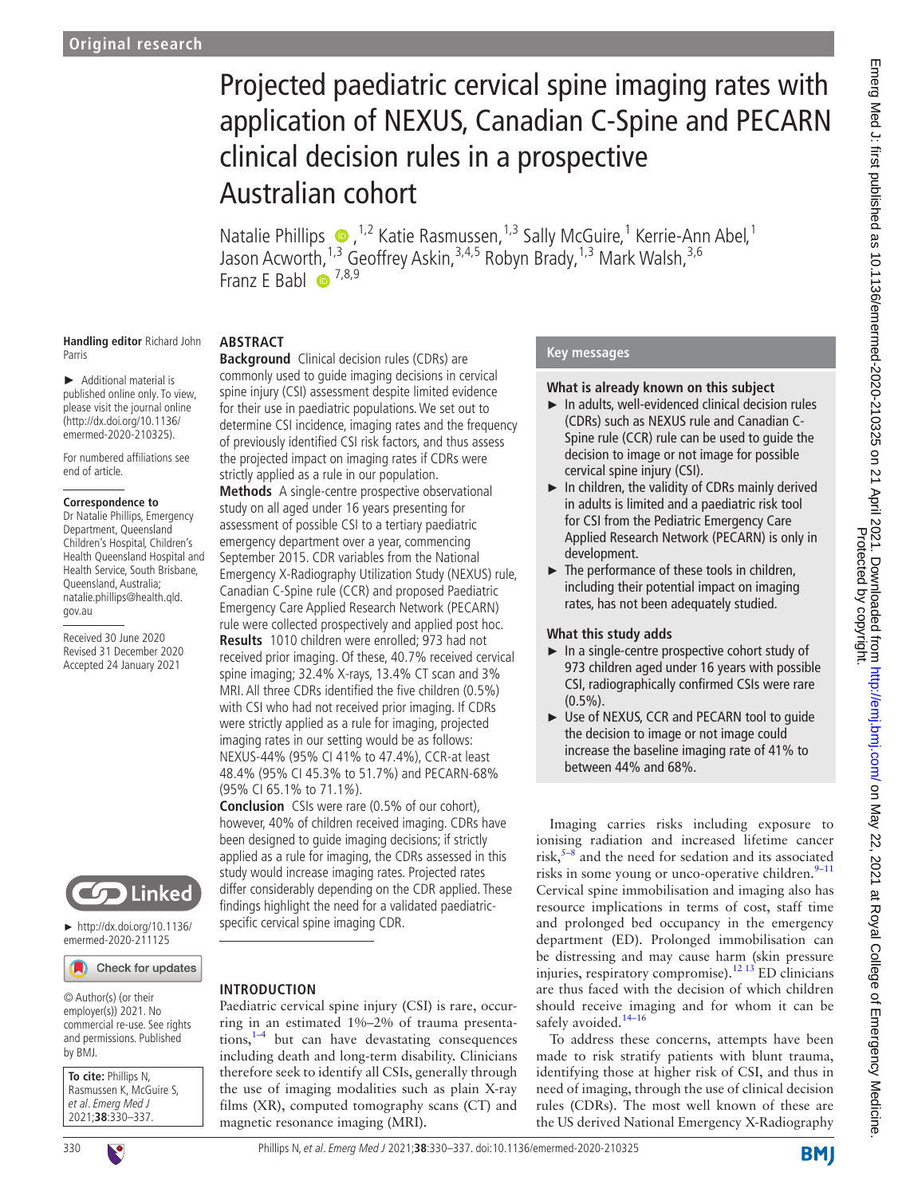Original research

# Projected paediatric cervical spine imaging rates with application of NEXUS, Canadian C-Spine and PECARN clinical decision rules in a prospective Australian cohort

Natalie Phillips ,[1,2] Katie Rasmussen,[1,3] Sally McGuire,[1] Kerrie-Ann Abel,[1] Jason Acworth,[1,3] Geoffrey Askin,[3,4,5] Robyn Brady,[1,3] Mark Walsh,[3,6] Franz E Babl [7,8,9]

**Handling editor** Richard John Parris

► Additional material is published online only. To view, please visit the journal online (http://dx.doi.org/10.1136/emermed-2020-210325).

For numbered affiliations see end of article.

**Correspondence to**
Dr Natalie Phillips, Emergency Department, Queensland Children's Hospital, Children's Health Queensland Hospital and Health Service, South Brisbane, Queensland, Australia; natalie.phillips@health.qld.gov.au

Received 30 June 2020
Revised 31 December 2020
Accepted 24 January 2021

► http://dx.doi.org/10.1136/emermed-2020-211125

© Author(s) (or their employer(s)) 2021. No commercial re-use. See rights and permissions. Published by BMJ.

**To cite:** Phillips N, Rasmussen K, McGuire S, et al. *Emerg Med J* 2021;**38**:330–337.

## ABSTRACT

**Background** Clinical decision rules (CDRs) are commonly used to guide imaging decisions in cervical spine injury (CSI) assessment despite limited evidence for their use in paediatric populations. We set out to determine CSI incidence, imaging rates and the frequency of previously identified CSI risk factors, and thus assess the projected impact on imaging rates if CDRs were strictly applied as a rule in our population.

**Methods** A single-centre prospective observational study on all aged under 16 years presenting for assessment of possible CSI to a tertiary paediatric emergency department over a year, commencing September 2015. CDR variables from the National Emergency X-Radiography Utilization Study (NEXUS) rule, Canadian C-Spine rule (CCR) and proposed Paediatric Emergency Care Applied Research Network (PECARN) rule were collected prospectively and applied post hoc.

**Results** 1010 children were enrolled; 973 had not received prior imaging. Of these, 40.7% received cervical spine imaging; 32.4% X-rays, 13.4% CT scan and 3% MRI. All three CDRs identified the five children (0.5%) with CSI who had not received prior imaging. If CDRs were strictly applied as a rule for imaging, projected imaging rates in our setting would be as follows: NEXUS-44% (95% CI 41% to 47.4%), CCR-at least 48.4% (95% CI 45.3% to 51.7%) and PECARN-68% (95% CI 65.1% to 71.1%).

**Conclusion** CSIs were rare (0.5% of our cohort), however, 40% of children received imaging. CDRs have been designed to guide imaging decisions; if strictly applied as a rule for imaging, the CDRs assessed in this study would increase imaging rates. Projected rates differ considerably depending on the CDR applied. These findings highlight the need for a validated paediatric-specific cervical spine imaging CDR.

## Key messages

### What is already known on this subject

► In adults, well-evidenced clinical decision rules (CDRs) such as NEXUS rule and Canadian C-Spine rule (CCR) rule can be used to guide the decision to image or not image for possible cervical spine injury (CSI).

► In children, the validity of CDRs mainly derived in adults is limited and a paediatric risk tool for CSI from the Pediatric Emergency Care Applied Research Network (PECARN) is only in development.

► The performance of these tools in children, including their potential impact on imaging rates, has not been adequately studied.

### What this study adds

► In a single-centre prospective cohort study of 973 children aged under 16 years with possible CSI, radiographically confirmed CSIs were rare (0.5%).

► Use of NEXUS, CCR and PECARN tool to guide the decision to image or not image could increase the baseline imaging rate of 41% to between 44% and 68%.

## INTRODUCTION

Paediatric cervical spine injury (CSI) is rare, occurring in an estimated 1%–2% of trauma presentations,[1–4] but can have devastating consequences including death and long-term disability. Clinicians therefore seek to identify all CSIs, generally through the use of imaging modalities such as plain X-ray films (XR), computed tomography scans (CT) and magnetic resonance imaging (MRI).

Imaging carries risks including exposure to ionising radiation and increased lifetime cancer risk,[5–8] and the need for sedation and its associated risks in some young or unco-operative children.[9–11] Cervical spine immobilisation and imaging also has resource implications in terms of cost, staff time and prolonged bed occupancy in the emergency department (ED). Prolonged immobilisation can be distressing and may cause harm (skin pressure injuries, respiratory compromise).[12 13] ED clinicians are thus faced with the decision of which children should receive imaging and for whom it can be safely avoided.[14–16]

To address these concerns, attempts have been made to risk stratify patients with blunt trauma, identifying those at higher risk of CSI, and thus in need of imaging, through the use of clinical decision rules (CDRs). The most well known of these are the US derived National Emergency X-Radiography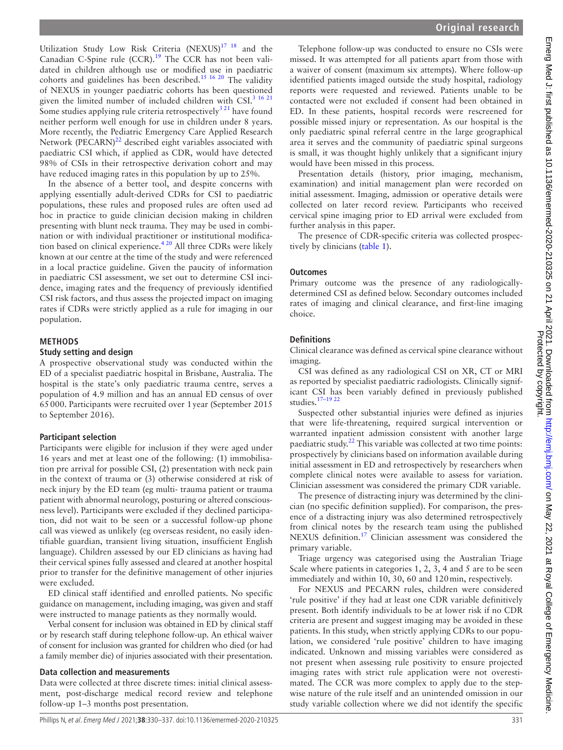Utilization Study Low Risk Criteria (NEXUS)[17 18] and the Canadian C-Spine rule (CCR).[19] The CCR has not been validated in children although use or modified use in paediatric cohorts and guidelines has been described.[15 16 20] The validity of NEXUS in younger paediatric cohorts has been questioned given the limited number of included children with CSI.[3 16 21] Some studies applying rule criteria retrospectively[3 21] have found neither perform well enough for use in children under 8 years. More recently, the Pediatric Emergency Care Applied Research Network (PECARN)[22] described eight variables associated with paediatric CSI which, if applied as CDR, would have detected 98% of CSIs in their retrospective derivation cohort and may have reduced imaging rates in this population by up to 25%.

In the absence of a better tool, and despite concerns with applying essentially adult-derived CDRs for CSI to paediatric populations, these rules and proposed rules are often used ad hoc in practice to guide clinician decision making in children presenting with blunt neck trauma. They may be used in combination or with individual practitioner or institutional modification based on clinical experience.[4 20] All three CDRs were likely known at our centre at the time of the study and were referenced in a local practice guideline. Given the paucity of information in paediatric CSI assessment, we set out to determine CSI incidence, imaging rates and the frequency of previously identified CSI risk factors, and thus assess the projected impact on imaging rates if CDRs were strictly applied as a rule for imaging in our population.

## METHODS

### Study setting and design

A prospective observational study was conducted within the ED of a specialist paediatric hospital in Brisbane, Australia. The hospital is the state's only paediatric trauma centre, serves a population of 4.9 million and has an annual ED census of over 65 000. Participants were recruited over 1 year (September 2015 to September 2016).

### Participant selection

Participants were eligible for inclusion if they were aged under 16 years and met at least one of the following: (1) immobilisation pre arrival for possible CSI, (2) presentation with neck pain in the context of trauma or (3) otherwise considered at risk of neck injury by the ED team (eg multi- trauma patient or trauma patient with abnormal neurology, posturing or altered consciousness level). Participants were excluded if they declined participation, did not wait to be seen or a successful follow-up phone call was viewed as unlikely (eg overseas resident, no easily identifiable guardian, transient living situation, insufficient English language). Children assessed by our ED clinicians as having had their cervical spines fully assessed and cleared at another hospital prior to transfer for the definitive management of other injuries were excluded.

ED clinical staff identified and enrolled patients. No specific guidance on management, including imaging, was given and staff were instructed to manage patients as they normally would.

Verbal consent for inclusion was obtained in ED by clinical staff or by research staff during telephone follow-up. An ethical waiver of consent for inclusion was granted for children who died (or had a family member die) of injuries associated with their presentation.

### Data collection and measurements

Data were collected at three discrete times: initial clinical assessment, post-discharge medical record review and telephone follow-up 1–3 months post presentation.

Telephone follow-up was conducted to ensure no CSIs were missed. It was attempted for all patients apart from those with a waiver of consent (maximum six attempts). Where follow-up identified patients imaged outside the study hospital, radiology reports were requested and reviewed. Patients unable to be contacted were not excluded if consent had been obtained in ED. In these patients, hospital records were rescreened for possible missed injury or representation. As our hospital is the only paediatric spinal referral centre in the large geographical area it serves and the community of paediatric spinal surgeons is small, it was thought highly unlikely that a significant injury would have been missed in this process.

Presentation details (history, prior imaging, mechanism, examination) and initial management plan were recorded on initial assessment. Imaging, admission or operative details were collected on later record review. Participants who received cervical spine imaging prior to ED arrival were excluded from further analysis in this paper.

The presence of CDR-specific criteria was collected prospectively by clinicians (table 1).

### Outcomes

Primary outcome was the presence of any radiologically-determined CSI as defined below. Secondary outcomes included rates of imaging and clinical clearance, and first-line imaging choice.

### Definitions

Clinical clearance was defined as cervical spine clearance without imaging.

CSI was defined as any radiological CSI on XR, CT or MRI as reported by specialist paediatric radiologists. Clinically significant CSI has been variably defined in previously published studies.[17–19 22]

Suspected other substantial injuries were defined as injuries that were life-threatening, required surgical intervention or warranted inpatient admission consistent with another large paediatric study.[22] This variable was collected at two time points: prospectively by clinicians based on information available during initial assessment in ED and retrospectively by researchers when complete clinical notes were available to assess for variation. Clinician assessment was considered the primary CDR variable.

The presence of distracting injury was determined by the clinician (no specific definition supplied). For comparison, the presence of a distracting injury was also determined retrospectively from clinical notes by the research team using the published NEXUS definition.[17] Clinician assessment was considered the primary variable.

Triage urgency was categorised using the Australian Triage Scale where patients in categories 1, 2, 3, 4 and 5 are to be seen immediately and within 10, 30, 60 and 120 min, respectively.

For NEXUS and PECARN rules, children were considered 'rule positive' if they had at least one CDR variable definitively present. Both identify individuals to be at lower risk if no CDR criteria are present and suggest imaging may be avoided in these patients. In this study, when strictly applying CDRs to our population, we considered 'rule positive' children to have imaging indicated. Unknown and missing variables were considered as not present when assessing rule positivity to ensure projected imaging rates with strict rule application were not overestimated. The CCR was more complex to apply due to the stepwise nature of the rule itself and an unintended omission in our study variable collection where we did not identify the specific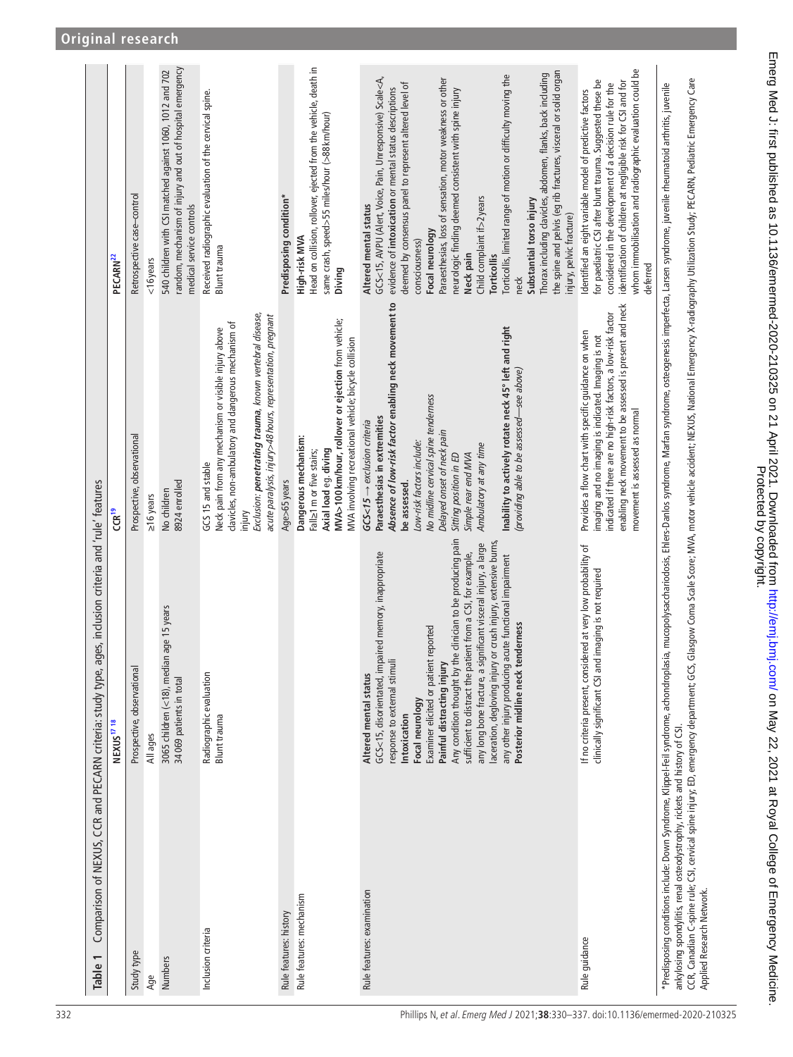**Table 1** Comparison of NEXUS, CCR and PECARN criteria: study type, ages, inclusion criteria and 'rule' features

| | NEXUS[17 18] | CCR[19] | PECARN[22] |
|---|---|---|---|
| Study type | Prospective, observational | Prospective, observational | Retrospective case–control |
| Age | All ages | ≥16 years | <16 years |
| Numbers | 3065 children (<18), median age 15 years<br>34 069 patients in total | No children<br>8924 enrolled | 540 children with CSI matched against 1060, 1012 and 702 random, mechanism of injury and out of hospital emergency medical service controls |
| Inclusion criteria | Radiographic evaluation<br>Blunt trauma | GCS 15 and stable<br>Neck pain from any mechanism or visible injury above clavicles, non-ambulatory and dangerous mechanism of injury<br>*Exclusion: **penetrating trauma**, known vertebral disease, acute paralysis, injury>48 hours, representation, pregnant* | Received radiographic evaluation of the cervical spine.<br>Blunt trauma |
| Rule features: history | | Age>65 years | **Predisposing condition*** |
| Rule features: mechanism | | **Dangerous mechanism:**<br>Fall≥1 m or five stairs;<br>**Axial load** eg, **diving**<br>**MVA>100 km/hour, rollover or ejection** from vehicle;<br>MVA involving recreational vehicle; bicycle collision | **High-risk MVA**<br>Head on collision, rollover, ejected from the vehicle, death in same crash, speed>55 miles/hour (>88 km/hour)<br>**Diving** |
| Rule features: examination | **Altered mental status**<br>GCS<15, disorientated, impaired memory, inappropriate response to external stimuli<br>**Intoxication**<br>**Focal neurology**<br>Examiner elicited or patient reported<br>**Painful distracting injury**<br>Any condition thought by the clinician to be producing pain sufficient to distract the patient from a CSI, for example, any long bone fracture, a significant visceral injury, a large laceration, degloving injury or crush injury, extensive burns, any other injury producing acute functional impairment<br>**Posterior midline neck tenderness** | *GCS<15 → exclusion criteria*<br>**Paraesthesias in extremities**<br>***Absence of low-risk factor enabling neck movement to be assessed.***<br>*Low-risk factors include:*<br>*No midline cervical spine tenderness*<br>*Delayed onset of neck pain*<br>*Sitting position in ED*<br>*Simple rear end MVA*<br>*Ambulatory at any time*<br>**Inability to actively rotate neck 45° left and right**<br>*(providing able to be assessed—see above)* | **Altered mental status**<br>GCS<15, AVPU (Alert, Voice, Pain, Unresponsive) Scale<A, evidence of **intoxication** or mental status descriptions deemed by consensus panel to represent altered level of consciousness)<br>**Focal neurology**<br>Paraesthesias, loss of sensation, motor weakness or other neurologic finding deemed consistent with spine injury<br>**Neck pain**<br>Child complaint if>2 years<br>**Torticollis**<br>Torticollis, limited range of motion or difficulty moving the neck<br>**Substantial torso injury**<br>Thorax including clavicles, abdomen, flanks, back including the spine and pelvis (eg rib fractures, visceral or solid organ injury, pelvic fracture) |
| Rule guidance | If no criteria present, considered at very low probability of clinically significant CSI and imaging is not required | Provides a flow chart with specific guidance on when imaging and no imaging is indicated. Imaging is not indicated if there are no high-risk factors, a low-risk factor enabling neck movement to be assessed is present and neck movement is assessed as normal | Identified an eight variable model of predictive factors for paediatric CSI after blunt trauma. Suggested these be considered in the development of a decision rule for the identification of children at negligible risk for CSI and for whom immobilisation and radiographic evaluation could be deferred |

*Predisposing conditions include: Down Syndrome, Klippel-Feil syndrome, achondroplasia, mucopolysaccharidosis, Ehlers-Danlos syndrome, Marfan syndrome, osteogenesis imperfecta, Larsen syndrome, juvenile rheumatoid arthritis, juvenile ankylosing spondylitis, renal osteodystrophy, rickets and history of CSI.

CCR, Canadian C-spine rule; CSI, cervical spine injury; ED, emergency department; GCS, Glasgow Coma Scale Score; MVA, motor vehicle accident; NEXUS, National Emergency X-radiography Utilization Study; PECARN, Pediatric Emergency Care Applied Research Network.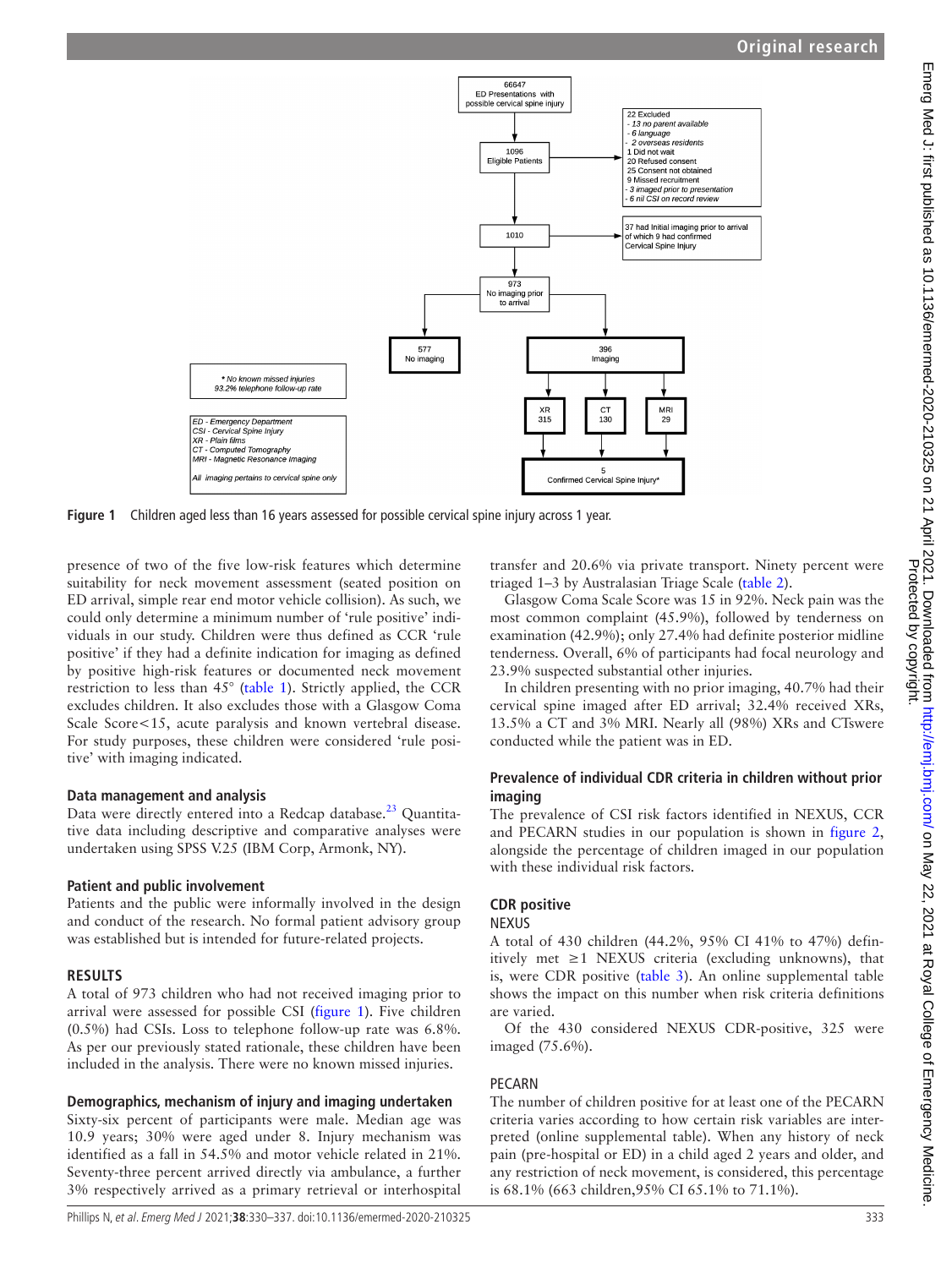66647
ED Presentations with possible cervical spine injury

22 Excluded
- 13 no parent available
- 6 language
- 2 overseas residents
1 Did not wait
20 Refused consent
25 Consent not obtained
9 Missed recruitment
- 3 imaged prior to presentation
- 6 nil CSI on record review

1096
Eligible Patients

1010

37 had Initial imaging prior to arrival of which 9 had confirmed Cervical Spine Injury

973
No imaging prior to arrival

577
No imaging

396
Imaging

XR
315

CT
130

MRI
29

5
Confirmed Cervical Spine Injury*

* No known missed injuries
93.2% telephone follow-up rate

ED - Emergency Department
CSI - Cervical Spine Injury
XR - Plain films
CT - Computed Tomography
MRI - Magnetic Resonance Imaging

All imaging pertains to cervical spine only

**Figure 1** Children aged less than 16 years assessed for possible cervical spine injury across 1 year.

presence of two of the five low-risk features which determine suitability for neck movement assessment (seated position on ED arrival, simple rear end motor vehicle collision). As such, we could only determine a minimum number of 'rule positive' individuals in our study. Children were thus defined as CCR 'rule positive' if they had a definite indication for imaging as defined by positive high-risk features or documented neck movement restriction to less than 45° (table 1). Strictly applied, the CCR excludes children. It also excludes those with a Glasgow Coma Scale Score<15, acute paralysis and known vertebral disease. For study purposes, these children were considered 'rule positive' with imaging indicated.

### Data management and analysis

Data were directly entered into a Redcap database.[23] Quantitative data including descriptive and comparative analyses were undertaken using SPSS V.25 (IBM Corp, Armonk, NY).

### Patient and public involvement

Patients and the public were informally involved in the design and conduct of the research. No formal patient advisory group was established but is intended for future-related projects.

## RESULTS

A total of 973 children who had not received imaging prior to arrival were assessed for possible CSI (figure 1). Five children (0.5%) had CSIs. Loss to telephone follow-up rate was 6.8%. As per our previously stated rationale, these children have been included in the analysis. There were no known missed injuries.

### Demographics, mechanism of injury and imaging undertaken

Sixty-six percent of participants were male. Median age was 10.9 years; 30% were aged under 8. Injury mechanism was identified as a fall in 54.5% and motor vehicle related in 21%. Seventy-three percent arrived directly via ambulance, a further 3% respectively arrived as a primary retrieval or interhospital transfer and 20.6% via private transport. Ninety percent were triaged 1–3 by Australasian Triage Scale (table 2).

Glasgow Coma Scale Score was 15 in 92%. Neck pain was the most common complaint (45.9%), followed by tenderness on examination (42.9%); only 27.4% had definite posterior midline tenderness. Overall, 6% of participants had focal neurology and 23.9% suspected substantial other injuries.

In children presenting with no prior imaging, 40.7% had their cervical spine imaged after ED arrival; 32.4% received XRs, 13.5% a CT and 3% MRI. Nearly all (98%) XRs and CTswere conducted while the patient was in ED.

### Prevalence of individual CDR criteria in children without prior imaging

The prevalence of CSI risk factors identified in NEXUS, CCR and PECARN studies in our population is shown in figure 2, alongside the percentage of children imaged in our population with these individual risk factors.

### CDR positive

#### NEXUS

A total of 430 children (44.2%, 95% CI 41% to 47%) definitively met ≥1 NEXUS criteria (excluding unknowns), that is, were CDR positive (table 3). An online supplemental table shows the impact on this number when risk criteria definitions are varied.

Of the 430 considered NEXUS CDR-positive, 325 were imaged (75.6%).

#### PECARN

The number of children positive for at least one of the PECARN criteria varies according to how certain risk variables are interpreted (online supplemental table). When any history of neck pain (pre-hospital or ED) in a child aged 2 years and older, and any restriction of neck movement, is considered, this percentage is 68.1% (663 children,95% CI 65.1% to 71.1%).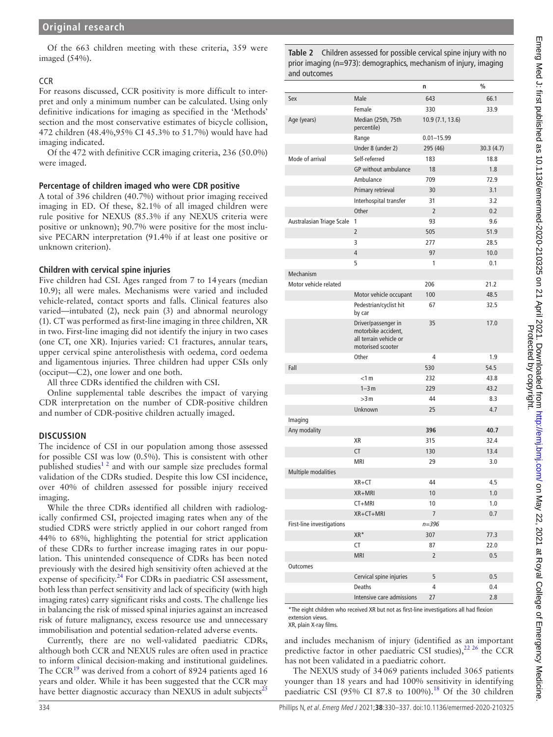Of the 663 children meeting with these criteria, 359 were imaged (54%).

### CCR

For reasons discussed, CCR positivity is more difficult to interpret and only a minimum number can be calculated. Using only definitive indications for imaging as specified in the 'Methods' section and the most conservative estimates of bicycle collision, 472 children (48.4%,95% CI 45.3% to 51.7%) would have had imaging indicated.

Of the 472 with definitive CCR imaging criteria, 236 (50.0%) were imaged.

### Percentage of children imaged who were CDR positive

A total of 396 children (40.7%) without prior imaging received imaging in ED. Of these, 82.1% of all imaged children were rule positive for NEXUS (85.3% if any NEXUS criteria were positive or unknown); 90.7% were positive for the most inclusive PECARN interpretation (91.4% if at least one positive or unknown criterion).

### Children with cervical spine injuries

Five children had CSI. Ages ranged from 7 to 14 years (median 10.9); all were males. Mechanisms were varied and included vehicle-related, contact sports and falls. Clinical features also varied—intubated (2), neck pain (3) and abnormal neurology (1). CT was performed as first-line imaging in three children, XR in two. First-line imaging did not identify the injury in two cases (one CT, one XR). Injuries varied: C1 fractures, annular tears, upper cervical spine anterolisthesis with oedema, cord oedema and ligamentous injuries. Three children had upper CSIs only (occiput—C2), one lower and one both.

All three CDRs identified the children with CSI.

Online supplemental table describes the impact of varying CDR interpretation on the number of CDR-positive children and number of CDR-positive children actually imaged.

## DISCUSSION

The incidence of CSI in our population among those assessed for possible CSI was low (0.5%). This is consistent with other published studies[1,2] and with our sample size precludes formal validation of the CDRs studied. Despite this low CSI incidence, over 40% of children assessed for possible injury received imaging.

While the three CDRs identified all children with radiologically confirmed CSI, projected imaging rates when any of the studied CDRS were strictly applied in our cohort ranged from 44% to 68%, highlighting the potential for strict application of these CDRs to further increase imaging rates in our population. This unintended consequence of CDRs has been noted previously with the desired high sensitivity often achieved at the expense of specificity.[24] For CDRs in paediatric CSI assessment, both less than perfect sensitivity and lack of specificity (with high imaging rates) carry significant risks and costs. The challenge lies in balancing the risk of missed spinal injuries against an increased risk of future malignancy, excess resource use and unnecessary immobilisation and potential sedation-related adverse events.

Currently, there are no well-validated paediatric CDRs, although both CCR and NEXUS rules are often used in practice to inform clinical decision-making and institutional guidelines. The CCR[19] was derived from a cohort of 8924 patients aged 16 years and older. While it has been suggested that the CCR may have better diagnostic accuracy than NEXUS in adult subjects[25] and includes mechanism of injury (identified as an important predictive factor in other paediatric CSI studies),[22,26] the CCR has not been validated in a paediatric cohort.

The NEXUS study of 34 069 patients included 3065 patients younger than 18 years and had 100% sensitivity in identifying paediatric CSI (95% CI 87.8 to 100%).[18] Of the 30 children

**Table 2** Children assessed for possible cervical spine injury with no prior imaging (n=973): demographics, mechanism of injury, imaging and outcomes

| | | n | % |
|---|---|---|---|
| Sex | Male | 643 | 66.1 |
| | Female | 330 | 33.9 |
| Age (years) | Median (25th, 75th percentile) | 10.9 (7.1, 13.6) | |
| | Range | 0.01–15.99 | |
| | Under 8 (under 2) | 295 (46) | 30.3 (4.7) |
| Mode of arrival | Self-referred | 183 | 18.8 |
| | GP without ambulance | 18 | 1.8 |
| | Ambulance | 709 | 72.9 |
| | Primary retrieval | 30 | 3.1 |
| | Interhospital transfer | 31 | 3.2 |
| | Other | 2 | 0.2 |
| Australasian Triage Scale | 1 | 93 | 9.6 |
| | 2 | 505 | 51.9 |
| | 3 | 277 | 28.5 |
| | 4 | 97 | 10.0 |
| | 5 | 1 | 0.1 |
| Mechanism | | | |
| Motor vehicle related | | 206 | 21.2 |
| | Motor vehicle occupant | 100 | 48.5 |
| | Pedestrian/cyclist hit by car | 67 | 32.5 |
| | Driver/passenger in motorbike accident, all terrain vehicle or motorised scooter | 35 | 17.0 |
| | Other | 4 | 1.9 |
| Fall | | 530 | 54.5 |
| | <1 m | 232 | 43.8 |
| | 1–3 m | 229 | 43.2 |
| | >3 m | 44 | 8.3 |
| | Unknown | 25 | 4.7 |
| Imaging | | | |
| Any modality | | **396** | **40.7** |
| | XR | 315 | 32.4 |
| | CT | 130 | 13.4 |
| | MRI | 29 | 3.0 |
| Multiple modalities | | | |
| | XR+CT | 44 | 4.5 |
| | XR+MRI | 10 | 1.0 |
| | CT+MRI | 10 | 1.0 |
| | XR+CT+MRI | 7 | 0.7 |
| First-line investigations | | *n=396* | |
| | XR* | 307 | 77.3 |
| | CT | 87 | 22.0 |
| | MRI | 2 | 0.5 |
| Outcomes | | | |
| | Cervical spine injuries | 5 | 0.5 |
| | Deaths | 4 | 0.4 |
| | Intensive care admissions | 27 | 2.8 |

*The eight children who received XR but not as first-line investigations all had flexion extension views.
XR, plain X-ray films.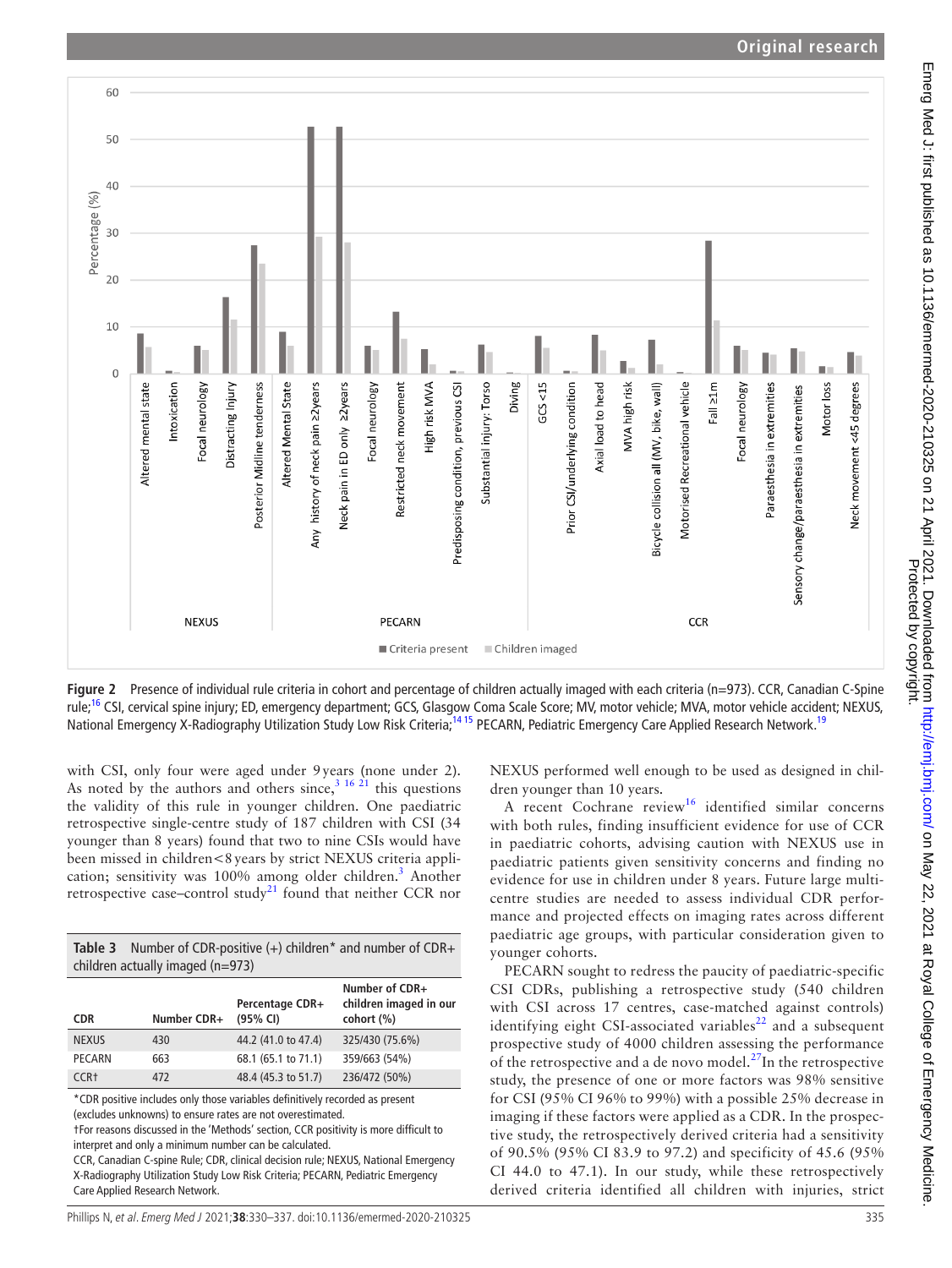60

50

40

30

20

10

0

Percentage (%)

Altered mental state
Intoxication
Focal neurology
Distracting Injury
Posterior Midline tenderness
Altered Mental State
Any history of neck pain ≥2years
Neck pain in ED only ≥2years
Focal neurology
Restricted neck movement
High risk MVA
Predisposing condition, previous CSI
Substantial injury: Torso
Diving
GCS <15
Prior CSI/underlying condition
Axial load to head
MVA high risk
Bicycle collision all (MV, bike, wall)
Motorised Recreational vehicle
Fall ≥1m
Focal neurology
Paraesthesia in extremities
Sensory change/paraesthesia in extremities
Motor loss
Neck movement <45 degrees

NEXUS
PECARN
CCR

■ Criteria present ■ Children imaged

**Figure 2** Presence of individual rule criteria in cohort and percentage of children actually imaged with each criteria (n=973). CCR, Canadian C-Spine rule;[16] CSI, cervical spine injury; ED, emergency department; GCS, Glasgow Coma Scale Score; MV, motor vehicle; MVA, motor vehicle accident; NEXUS, National Emergency X-Radiography Utilization Study Low Risk Criteria;[14 15] PECARN, Pediatric Emergency Care Applied Research Network.[19]

with CSI, only four were aged under 9 years (none under 2). As noted by the authors and others since,[3 16 21] this questions the validity of this rule in younger children. One paediatric retrospective single-centre study of 187 children with CSI (34 younger than 8 years) found that two to nine CSIs would have been missed in children<8 years by strict NEXUS criteria application; sensitivity was 100% among older children.[3] Another retrospective case–control study[21] found that neither CCR nor NEXUS performed well enough to be used as designed in children younger than 10 years.

A recent Cochrane review[16] identified similar concerns with both rules, finding insufficient evidence for use of CCR in paediatric cohorts, advising caution with NEXUS use in paediatric patients given sensitivity concerns and finding no evidence for use in children under 8 years. Future large multicentre studies are needed to assess individual CDR performance and projected effects on imaging rates across different paediatric age groups, with particular consideration given to younger cohorts.

PECARN sought to redress the paucity of paediatric-specific CSI CDRs, publishing a retrospective study (540 children with CSI across 17 centres, case-matched against controls) identifying eight CSI-associated variables[22] and a subsequent prospective study of 4000 children assessing the performance of the retrospective and a de novo model.[27] In the retrospective study, the presence of one or more factors was 98% sensitive for CSI (95% CI 96% to 99%) with a possible 25% decrease in imaging if these factors were applied as a CDR. In the prospective study, the retrospectively derived criteria had a sensitivity of 90.5% (95% CI 83.9 to 97.2) and specificity of 45.6 (95% CI 44.0 to 47.1). In our study, while these retrospectively derived criteria identified all children with injuries, strict

**Table 3** Number of CDR-positive (+) children* and number of CDR+ children actually imaged (n=973)

| CDR | Number CDR+ | Percentage CDR+ (95% CI) | Number of CDR+ children imaged in our cohort (%) |
|---|---|---|---|
| NEXUS | 430 | 44.2 (41.0 to 47.4) | 325/430 (75.6%) |
| PECARN | 663 | 68.1 (65.1 to 71.1) | 359/663 (54%) |
| CCR† | 472 | 48.4 (45.3 to 51.7) | 236/472 (50%) |

*CDR positive includes only those variables definitively recorded as present (excludes unknowns) to ensure rates are not overestimated.
†For reasons discussed in the 'Methods' section, CCR positivity is more difficult to interpret and only a minimum number can be calculated.
CCR, Canadian C-spine Rule; CDR, clinical decision rule; NEXUS, National Emergency X-Radiography Utilization Study Low Risk Criteria; PECARN, Pediatric Emergency Care Applied Research Network.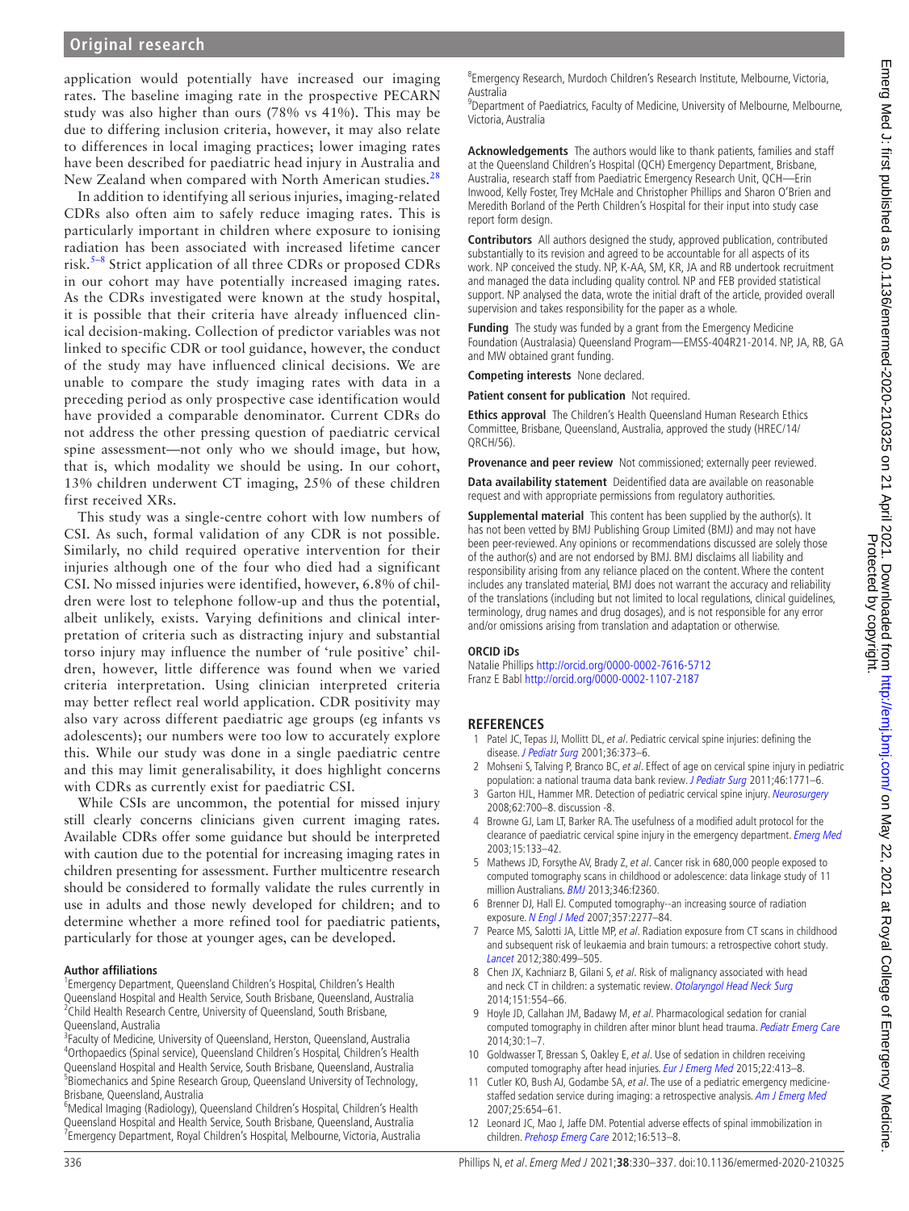application would potentially have increased our imaging rates. The baseline imaging rate in the prospective PECARN study was also higher than ours (78% vs 41%). This may be due to differing inclusion criteria, however, it may also relate to differences in local imaging practices; lower imaging rates have been described for paediatric head injury in Australia and New Zealand when compared with North American studies.[28]

In addition to identifying all serious injuries, imaging-related CDRs also often aim to safely reduce imaging rates. This is particularly important in children where exposure to ionising radiation has been associated with increased lifetime cancer risk.[5–8] Strict application of all three CDRs or proposed CDRs in our cohort may have potentially increased imaging rates. As the CDRs investigated were known at the study hospital, it is possible that their criteria have already influenced clinical decision-making. Collection of predictor variables was not linked to specific CDR or tool guidance, however, the conduct of the study may have influenced clinical decisions. We are unable to compare the study imaging rates with data in a preceding period as only prospective case identification would have provided a comparable denominator. Current CDRs do not address the other pressing question of paediatric cervical spine assessment—not only who we should image, but how, that is, which modality we should be using. In our cohort, 13% children underwent CT imaging, 25% of these children first received XRs.

This study was a single-centre cohort with low numbers of CSI. As such, formal validation of any CDR is not possible. Similarly, no child required operative intervention for their injuries although one of the four who died had a significant CSI. No missed injuries were identified, however, 6.8% of children were lost to telephone follow-up and thus the potential, albeit unlikely, exists. Varying definitions and clinical interpretation of criteria such as distracting injury and substantial torso injury may influence the number of 'rule positive' children, however, little difference was found when we varied criteria interpretation. Using clinician interpreted criteria may better reflect real world application. CDR positivity may also vary across different paediatric age groups (eg infants vs adolescents); our numbers were too low to accurately explore this. While our study was done in a single paediatric centre and this may limit generalisability, it does highlight concerns with CDRs as currently exist for paediatric CSI.

While CSIs are uncommon, the potential for missed injury still clearly concerns clinicians given current imaging rates. Available CDRs offer some guidance but should be interpreted with caution due to the potential for increasing imaging rates in children presenting for assessment. Further multicentre research should be considered to formally validate the rules currently in use in adults and those newly developed for children; and to determine whether a more refined tool for paediatric patients, particularly for those at younger ages, can be developed.

**Author affiliations**

[1]Emergency Department, Queensland Children's Hospital, Children's Health Queensland Hospital and Health Service, South Brisbane, Queensland, Australia
[2]Child Health Research Centre, University of Queensland, South Brisbane, Queensland, Australia
[3]Faculty of Medicine, University of Queensland, Herston, Queensland, Australia
[4]Orthopaedics (Spinal service), Queensland Children's Hospital, Children's Health Queensland Hospital and Health Service, South Brisbane, Queensland, Australia
[5]Biomechanics and Spine Research Group, Queensland University of Technology, Brisbane, Queensland, Australia
[6]Medical Imaging (Radiology), Queensland Children's Hospital, Children's Health Queensland Hospital and Health Service, South Brisbane, Queensland, Australia
[7]Emergency Department, Royal Children's Hospital, Melbourne, Victoria, Australia
[8]Emergency Research, Murdoch Children's Research Institute, Melbourne, Victoria, Australia
[9]Department of Paediatrics, Faculty of Medicine, University of Melbourne, Melbourne, Victoria, Australia

**Acknowledgements** The authors would like to thank patients, families and staff at the Queensland Children's Hospital (QCH) Emergency Department, Brisbane, Australia, research staff from Paediatric Emergency Research Unit, QCH—Erin Inwood, Kelly Foster, Trey McHale and Christopher Phillips and Sharon O'Brien and Meredith Borland of the Perth Children's Hospital for their input into study case report form design.

**Contributors** All authors designed the study, approved publication, contributed substantially to its revision and agreed to be accountable for all aspects of its work. NP conceived the study. NP, K-AA, SM, KR, JA and RB undertook recruitment and managed the data including quality control. NP and FEB provided statistical support. NP analysed the data, wrote the initial draft of the article, provided overall supervision and takes responsibility for the paper as a whole.

**Funding** The study was funded by a grant from the Emergency Medicine Foundation (Australasia) Queensland Program—EMSS-404R21-2014. NP, JA, RB, GA and MW obtained grant funding.

**Competing interests** None declared.

**Patient consent for publication** Not required.

**Ethics approval** The Children's Health Queensland Human Research Ethics Committee, Brisbane, Queensland, Australia, approved the study (HREC/14/QRCH/56).

**Provenance and peer review** Not commissioned; externally peer reviewed.

**Data availability statement** Deidentified data are available on reasonable request and with appropriate permissions from regulatory authorities.

**Supplemental material** This content has been supplied by the author(s). It has not been vetted by BMJ Publishing Group Limited (BMJ) and may not have been peer-reviewed. Any opinions or recommendations discussed are solely those of the author(s) and are not endorsed by BMJ. BMJ disclaims all liability and responsibility arising from any reliance placed on the content. Where the content includes any translated material, BMJ does not warrant the accuracy and reliability of the translations (including but not limited to local regulations, clinical guidelines, terminology, drug names and drug dosages), and is not responsible for any error and/or omissions arising from translation and adaptation or otherwise.

**ORCID iDs**

Natalie Phillips http://orcid.org/0000-0002-7616-5712
Franz E Babl http://orcid.org/0000-0002-1107-2187

## REFERENCES

1. Patel JC, Tepas JJ, Mollitt DL, *et al*. Pediatric cervical spine injuries: defining the disease. *J Pediatr Surg* 2001;36:373–6.
2. Mohseni S, Talving P, Branco BC, *et al*. Effect of age on cervical spine injury in pediatric population: a national trauma data bank review. *J Pediatr Surg* 2011;46:1771–6.
3. Garton HJL, Hammer MR. Detection of pediatric cervical spine injury. *Neurosurgery* 2008;62:700–8. discussion -8.
4. Browne GJ, Lam LT, Barker RA. The usefulness of a modified adult protocol for the clearance of paediatric cervical spine injury in the emergency department. *Emerg Med* 2003;15:133–42.
5. Mathews JD, Forsythe AV, Brady Z, *et al*. Cancer risk in 680,000 people exposed to computed tomography scans in childhood or adolescence: data linkage study of 11 million Australians. *BMJ* 2013;346:f2360.
6. Brenner DJ, Hall EJ. Computed tomography--an increasing source of radiation exposure. *N Engl J Med* 2007;357:2277–84.
7. Pearce MS, Salotti JA, Little MP, *et al*. Radiation exposure from CT scans in childhood and subsequent risk of leukaemia and brain tumours: a retrospective cohort study. *Lancet* 2012;380:499–505.
8. Chen JX, Kachniarz B, Gilani S, *et al*. Risk of malignancy associated with head and neck CT in children: a systematic review. *Otolaryngol Head Neck Surg* 2014;151:554–66.
9. Hoyle JD, Callahan JM, Badawy M, *et al*. Pharmacological sedation for cranial computed tomography in children after minor blunt head trauma. *Pediatr Emerg Care* 2014;30:1–7.
10. Goldwasser T, Bressan S, Oakley E, *et al*. Use of sedation in children receiving computed tomography after head injuries. *Eur J Emerg Med* 2015;22:413–8.
11. Cutler KO, Bush AJ, Godambe SA, *et al*. The use of a pediatric emergency medicine-staffed sedation service during imaging: a retrospective analysis. *Am J Emerg Med* 2007;25:654–61.
12. Leonard JC, Mao J, Jaffe DM. Potential adverse effects of spinal immobilization in children. *Prehosp Emerg Care* 2012;16:513–8.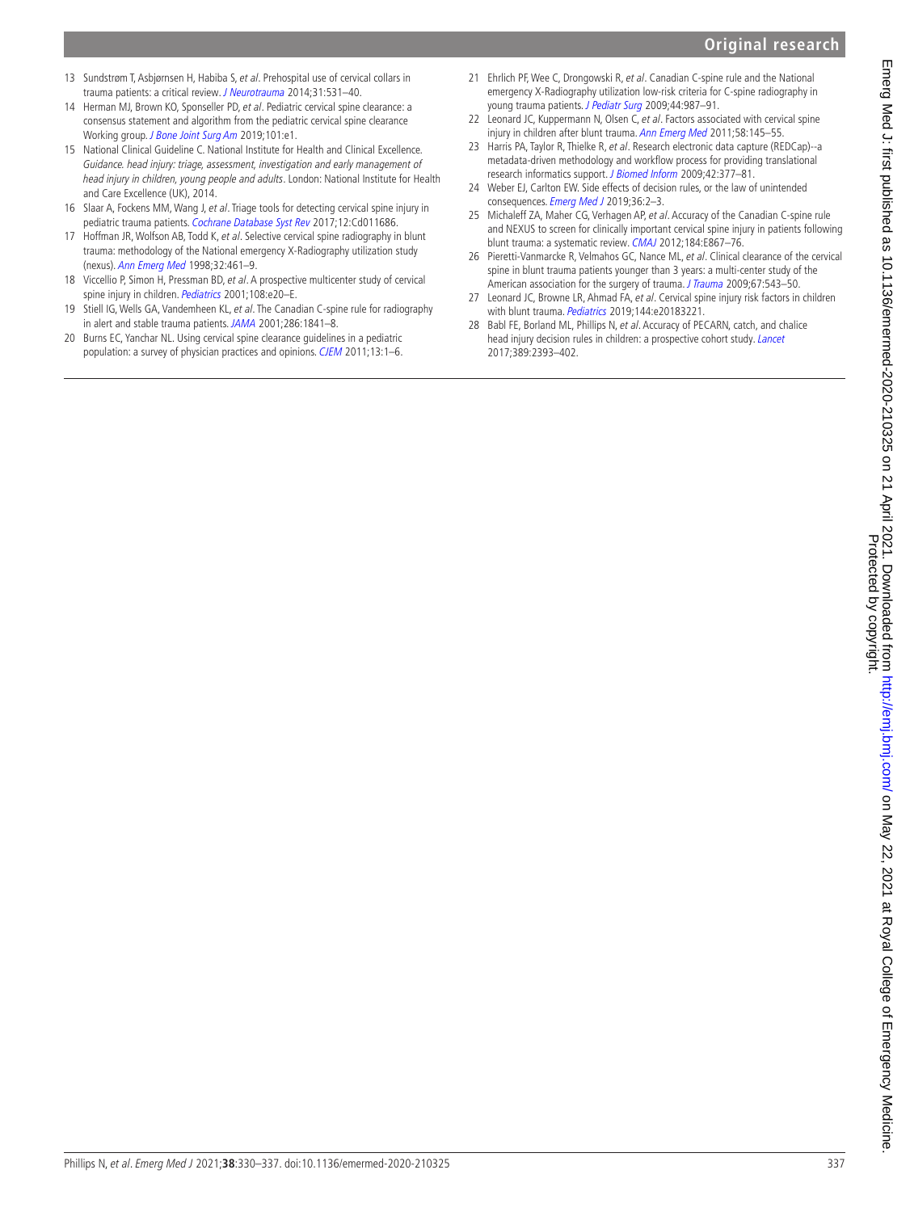13 Sundstrøm T, Asbjørnsen H, Habiba S, *et al*. Prehospital use of cervical collars in trauma patients: a critical review. *J Neurotrauma* 2014;31:531–40.

14 Herman MJ, Brown KO, Sponseller PD, *et al*. Pediatric cervical spine clearance: a consensus statement and algorithm from the pediatric cervical spine clearance Working group. *J Bone Joint Surg Am* 2019;101:e1.

15 National Clinical Guideline C. National Institute for Health and Clinical Excellence. *Guidance. head injury: triage, assessment, investigation and early management of head injury in children, young people and adults*. London: National Institute for Health and Care Excellence (UK), 2014.

16 Slaar A, Fockens MM, Wang J, *et al*. Triage tools for detecting cervical spine injury in pediatric trauma patients. *Cochrane Database Syst Rev* 2017;12:Cd011686.

17 Hoffman JR, Wolfson AB, Todd K, *et al*. Selective cervical spine radiography in blunt trauma: methodology of the National emergency X-Radiography utilization study (nexus). *Ann Emerg Med* 1998;32:461–9.

18 Viccellio P, Simon H, Pressman BD, *et al*. A prospective multicenter study of cervical spine injury in children. *Pediatrics* 2001;108:e20–E.

19 Stiell IG, Wells GA, Vandemheen KL, *et al*. The Canadian C-spine rule for radiography in alert and stable trauma patients. *JAMA* 2001;286:1841–8.

20 Burns EC, Yanchar NL. Using cervical spine clearance guidelines in a pediatric population: a survey of physician practices and opinions. *CJEM* 2011;13:1–6.

21 Ehrlich PF, Wee C, Drongowski R, *et al*. Canadian C-spine rule and the National emergency X-Radiography utilization low-risk criteria for C-spine radiography in young trauma patients. *J Pediatr Surg* 2009;44:987–91.

22 Leonard JC, Kuppermann N, Olsen C, *et al*. Factors associated with cervical spine injury in children after blunt trauma. *Ann Emerg Med* 2011;58:145–55.

23 Harris PA, Taylor R, Thielke R, *et al*. Research electronic data capture (REDCap)--a metadata-driven methodology and workflow process for providing translational research informatics support. *J Biomed Inform* 2009;42:377–81.

24 Weber EJ, Carlton EW. Side effects of decision rules, or the law of unintended consequences. *Emerg Med J* 2019;36:2–3.

25 Michaleff ZA, Maher CG, Verhagen AP, *et al*. Accuracy of the Canadian C-spine rule and NEXUS to screen for clinically important cervical spine injury in patients following blunt trauma: a systematic review. *CMAJ* 2012;184:E867–76.

26 Pieretti-Vanmarcke R, Velmahos GC, Nance ML, *et al*. Clinical clearance of the cervical spine in blunt trauma patients younger than 3 years: a multi-center study of the American association for the surgery of trauma. *J Trauma* 2009;67:543–50.

27 Leonard JC, Browne LR, Ahmad FA, *et al*. Cervical spine injury risk factors in children with blunt trauma. *Pediatrics* 2019;144:e20183221.

28 Babl FE, Borland ML, Phillips N, *et al*. Accuracy of PECARN, catch, and chalice head injury decision rules in children: a prospective cohort study. *Lancet* 2017;389:2393–402.